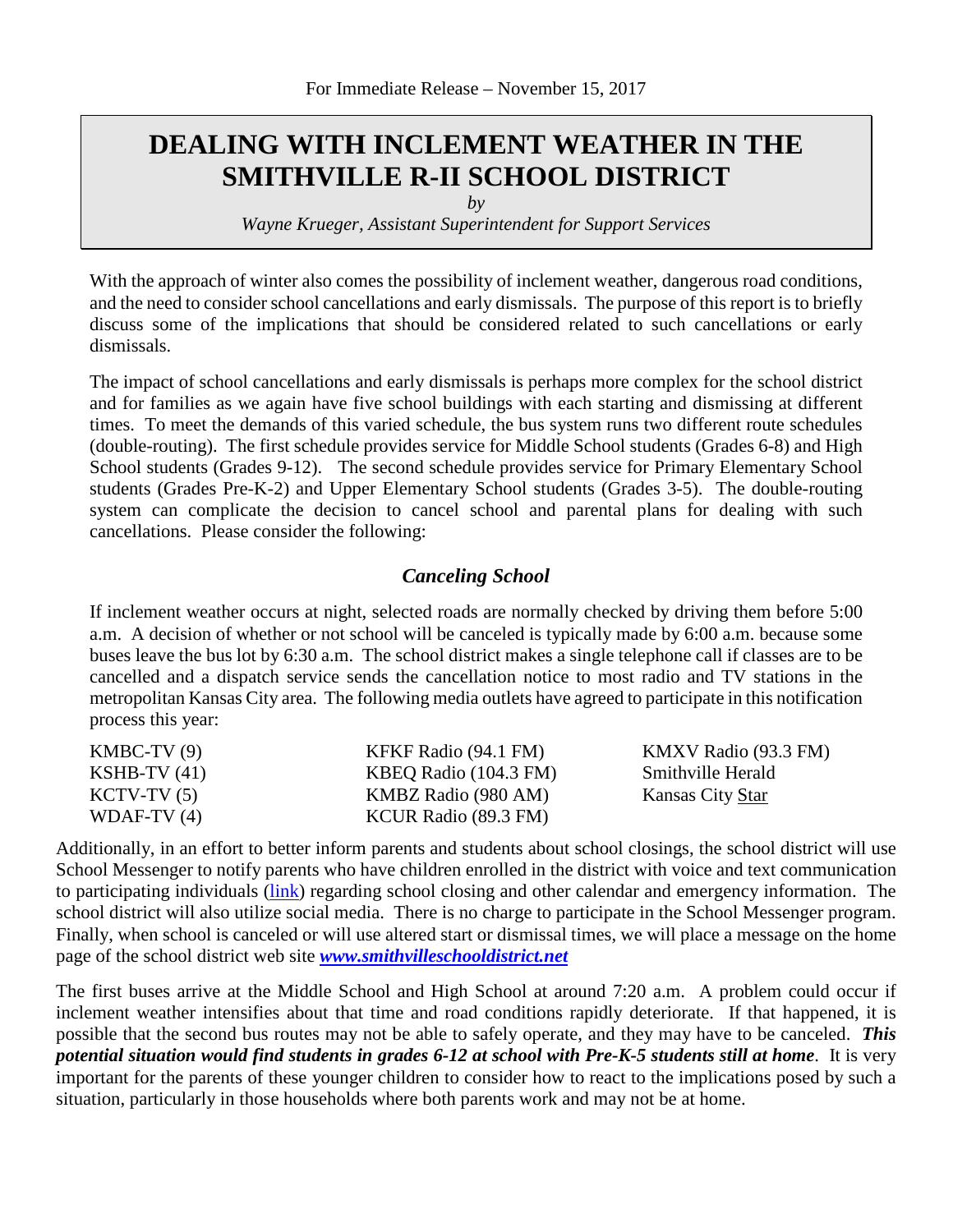For Immediate Release – November 15, 2017

# DEALING WITH INCLEMENT WEATHER IN THE SMITHVILLE R-II SCHOOL DISTRICT

*by*

*Wayne Krueger, Assistant Superintendent for Support Services*

With the approach of winter also comes the possibility of inclement weather, dangerous road conditions, and the need to consider school cancellations and early dismissals. The purpose of this report is to briefly discuss some of the implications that should be considered related to such cancellations or early dismissals.

The impact of school cancellations and early dismissals is perhaps more complex for the school district and for families as we again have five school buildings with each starting and dismissing at different times. To meet the demands of this varied schedule, the bus system runs two different route schedules (double-routing). The first schedule provides service for Middle School students (Grades 6-8) and High School students (Grades 9-12). The second schedule provides service for Primary Elementary School students (Grades Pre-K-2) and Upper Elementary School students (Grades 3-5). The double-routing system can complicate the decision to cancel school and parental plans for dealing with such cancellations. Please consider the following:

## *Canceling School*

If inclement weather occurs at night, selected roads are normally checked by driving them before 5:00 a.m. A decision of whether or not school will be canceled is typically made by 6:00 a.m. because some buses leave the bus lot by 6:30 a.m. The school district makes a single telephone call if classes are to be cancelled and a dispatch service sends the cancellation notice to most radio and TV stations in the metropolitan Kansas City area. The following media outlets have agreed to participate in this notification process this year:

| | | |
|---|---|---|
| KMBC-TV (9) | KFKF Radio (94.1 FM) | KMXV Radio (93.3 FM) |
| KSHB-TV (41) | KBEQ Radio (104.3 FM) | Smithville Herald |
| KCTV-TV (5) | KMBZ Radio (980 AM) | Kansas City Star |
| WDAF-TV (4) | KCUR Radio (89.3 FM) | |

Additionally, in an effort to better inform parents and students about school closings, the school district will use School Messenger to notify parents who have children enrolled in the district with voice and text communication to participating individuals (link) regarding school closing and other calendar and emergency information. The school district will also utilize social media. There is no charge to participate in the School Messenger program. Finally, when school is canceled or will use altered start or dismissal times, we will place a message on the home page of the school district web site ***www.smithvilleschooldistrict.net***

The first buses arrive at the Middle School and High School at around 7:20 a.m. A problem could occur if inclement weather intensifies about that time and road conditions rapidly deteriorate. If that happened, it is possible that the second bus routes may not be able to safely operate, and they may have to be canceled. ***This potential situation would find students in grades 6-12 at school with Pre-K-5 students still at home***. It is very important for the parents of these younger children to consider how to react to the implications posed by such a situation, particularly in those households where both parents work and may not be at home.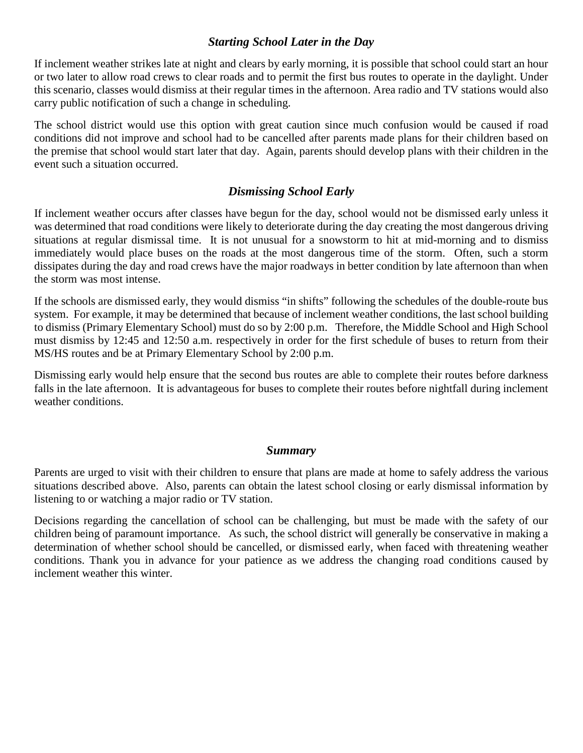### *Starting School Later in the Day*

If inclement weather strikes late at night and clears by early morning, it is possible that school could start an hour or two later to allow road crews to clear roads and to permit the first bus routes to operate in the daylight. Under this scenario, classes would dismiss at their regular times in the afternoon. Area radio and TV stations would also carry public notification of such a change in scheduling.

The school district would use this option with great caution since much confusion would be caused if road conditions did not improve and school had to be cancelled after parents made plans for their children based on the premise that school would start later that day. Again, parents should develop plans with their children in the event such a situation occurred.

### *Dismissing School Early*

If inclement weather occurs after classes have begun for the day, school would not be dismissed early unless it was determined that road conditions were likely to deteriorate during the day creating the most dangerous driving situations at regular dismissal time. It is not unusual for a snowstorm to hit at mid-morning and to dismiss immediately would place buses on the roads at the most dangerous time of the storm. Often, such a storm dissipates during the day and road crews have the major roadways in better condition by late afternoon than when the storm was most intense.

If the schools are dismissed early, they would dismiss "in shifts" following the schedules of the double-route bus system. For example, it may be determined that because of inclement weather conditions, the last school building to dismiss (Primary Elementary School) must do so by 2:00 p.m. Therefore, the Middle School and High School must dismiss by 12:45 and 12:50 a.m. respectively in order for the first schedule of buses to return from their MS/HS routes and be at Primary Elementary School by 2:00 p.m.

Dismissing early would help ensure that the second bus routes are able to complete their routes before darkness falls in the late afternoon. It is advantageous for buses to complete their routes before nightfall during inclement weather conditions.

### *Summary*

Parents are urged to visit with their children to ensure that plans are made at home to safely address the various situations described above. Also, parents can obtain the latest school closing or early dismissal information by listening to or watching a major radio or TV station.

Decisions regarding the cancellation of school can be challenging, but must be made with the safety of our children being of paramount importance. As such, the school district will generally be conservative in making a determination of whether school should be cancelled, or dismissed early, when faced with threatening weather conditions. Thank you in advance for your patience as we address the changing road conditions caused by inclement weather this winter.